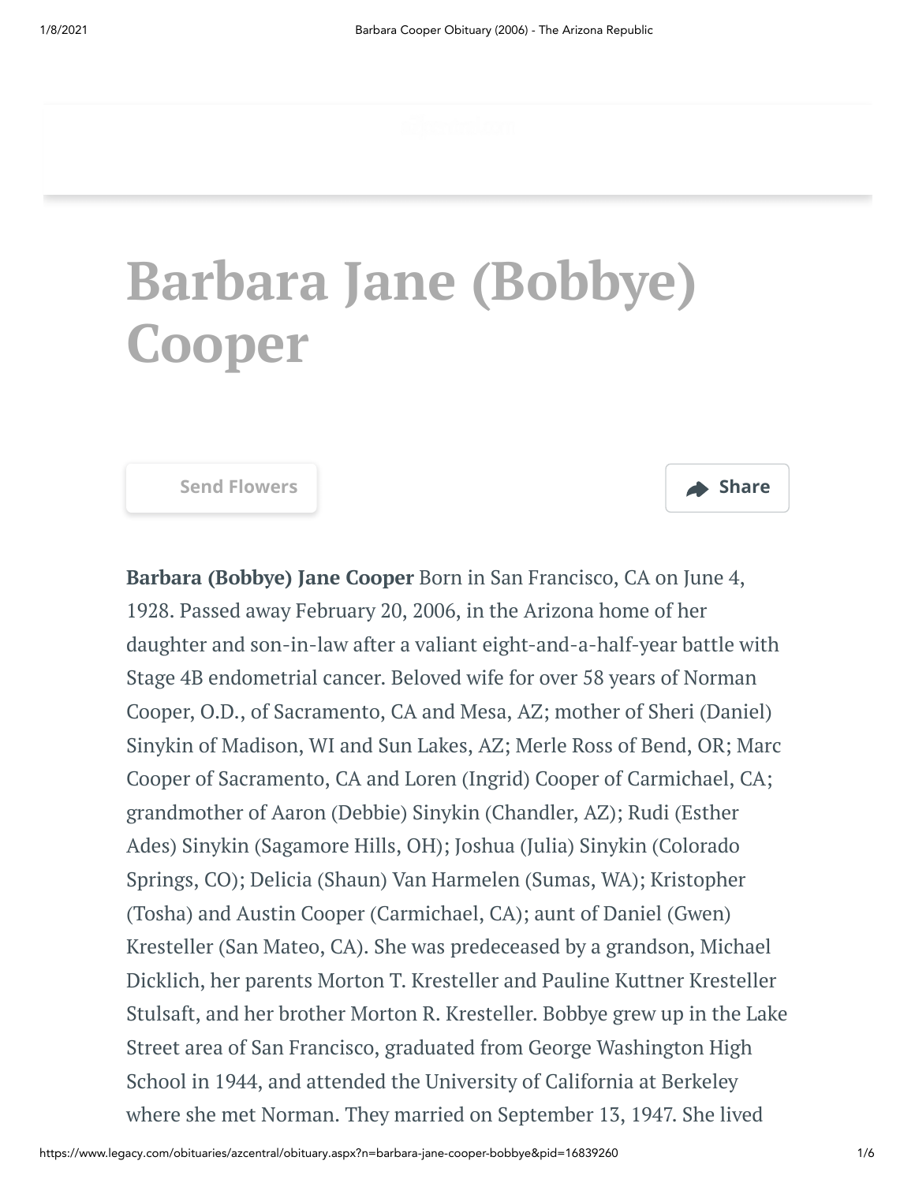# Barbara Jane (Bobbye) Cooper

Send Flowers

Share

**Barbara (Bobbye) Jane Cooper** Born in San Francisco, CA on June 4, 1928. Passed away February 20, 2006, in the Arizona home of her daughter and son-in-law after a valiant eight-and-a-half-year battle with Stage 4B endometrial cancer. Beloved wife for over 58 years of Norman Cooper, O.D., of Sacramento, CA and Mesa, AZ; mother of Sheri (Daniel) Sinykin of Madison, WI and Sun Lakes, AZ; Merle Ross of Bend, OR; Marc Cooper of Sacramento, CA and Loren (Ingrid) Cooper of Carmichael, CA; grandmother of Aaron (Debbie) Sinykin (Chandler, AZ); Rudi (Esther Ades) Sinykin (Sagamore Hills, OH); Joshua (Julia) Sinykin (Colorado Springs, CO); Delicia (Shaun) Van Harmelen (Sumas, WA); Kristopher (Tosha) and Austin Cooper (Carmichael, CA); aunt of Daniel (Gwen) Kresteller (San Mateo, CA). She was predeceased by a grandson, Michael Dicklich, her parents Morton T. Kresteller and Pauline Kuttner Kresteller Stulsaft, and her brother Morton R. Kresteller. Bobbye grew up in the Lake Street area of San Francisco, graduated from George Washington High School in 1944, and attended the University of California at Berkeley where she met Norman. They married on September 13, 1947. She lived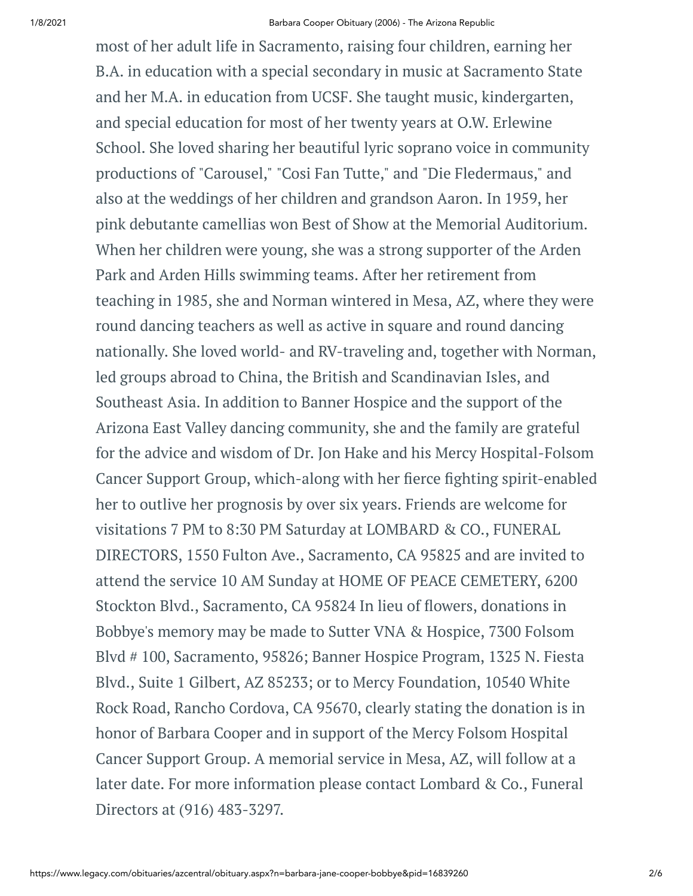most of her adult life in Sacramento, raising four children, earning her B.A. in education with a special secondary in music at Sacramento State and her M.A. in education from UCSF. She taught music, kindergarten, and special education for most of her twenty years at O.W. Erlewine School. She loved sharing her beautiful lyric soprano voice in community productions of "Carousel," "Cosi Fan Tutte," and "Die Fledermaus," and also at the weddings of her children and grandson Aaron. In 1959, her pink debutante camellias won Best of Show at the Memorial Auditorium. When her children were young, she was a strong supporter of the Arden Park and Arden Hills swimming teams. After her retirement from teaching in 1985, she and Norman wintered in Mesa, AZ, where they were round dancing teachers as well as active in square and round dancing nationally. She loved world- and RV-traveling and, together with Norman, led groups abroad to China, the British and Scandinavian Isles, and Southeast Asia. In addition to Banner Hospice and the support of the Arizona East Valley dancing community, she and the family are grateful for the advice and wisdom of Dr. Jon Hake and his Mercy Hospital-Folsom Cancer Support Group, which-along with her fierce fighting spirit-enabled her to outlive her prognosis by over six years. Friends are welcome for visitations 7 PM to 8:30 PM Saturday at LOMBARD & CO., FUNERAL DIRECTORS, 1550 Fulton Ave., Sacramento, CA 95825 and are invited to attend the service 10 AM Sunday at HOME OF PEACE CEMETERY, 6200 Stockton Blvd., Sacramento, CA 95824 In lieu of flowers, donations in Bobbye's memory may be made to Sutter VNA & Hospice, 7300 Folsom Blvd # 100, Sacramento, 95826; Banner Hospice Program, 1325 N. Fiesta Blvd., Suite 1 Gilbert, AZ 85233; or to Mercy Foundation, 10540 White Rock Road, Rancho Cordova, CA 95670, clearly stating the donation is in honor of Barbara Cooper and in support of the Mercy Folsom Hospital Cancer Support Group. A memorial service in Mesa, AZ, will follow at a later date. For more information please contact Lombard & Co., Funeral Directors at (916) 483-3297.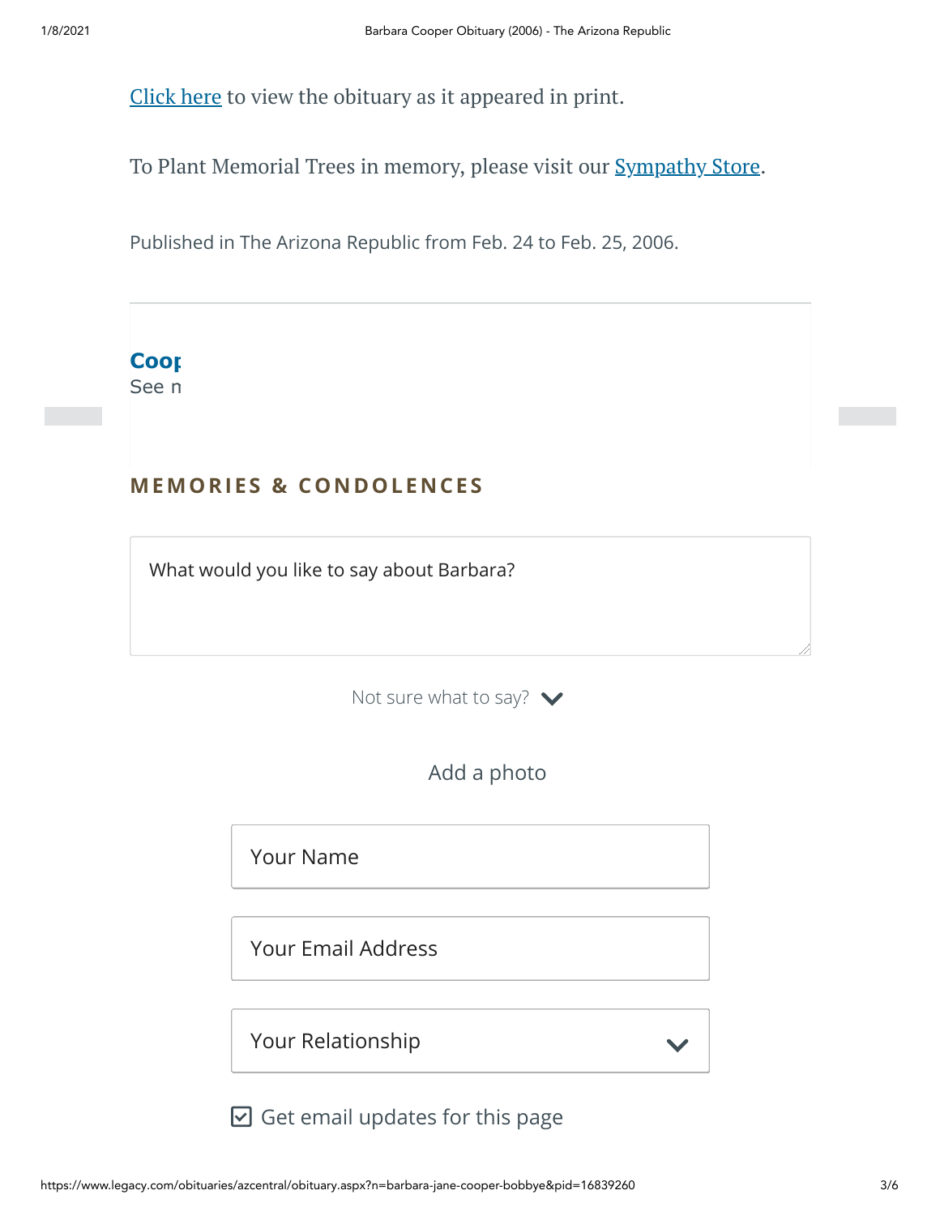Click here to view the obituary as it appeared in print.

To Plant Memorial Trees in memory, please visit our Sympathy Store.

Published in The Arizona Republic from Feb. 24 to Feb. 25, 2006.

**Coop**
See n

## MEMORIES & CONDOLENCES

What would you like to say about Barbara?

Not sure what to say?

Add a photo

Your Name

Your Email Address

Your Relationship

☑ Get email updates for this page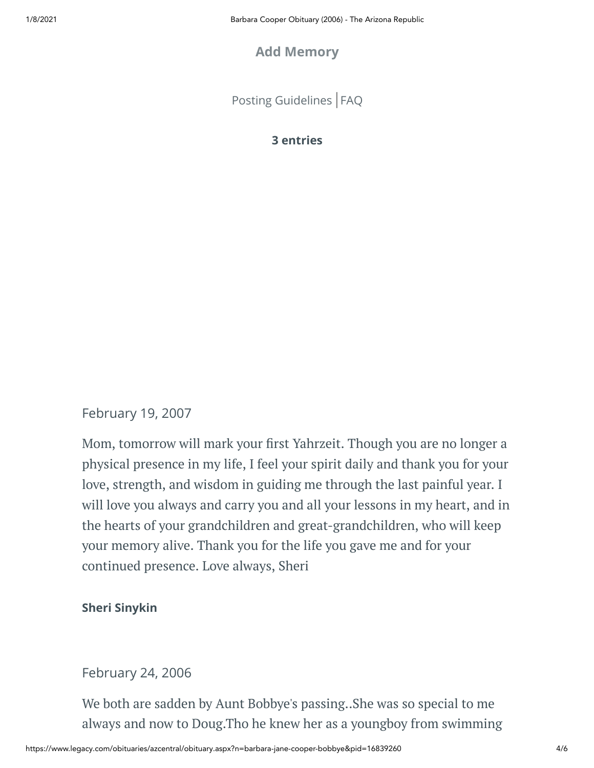**Add Memory**

Posting Guidelines | FAQ

**3 entries**

February 19, 2007

Mom, tomorrow will mark your first Yahrzeit. Though you are no longer a physical presence in my life, I feel your spirit daily and thank you for your love, strength, and wisdom in guiding me through the last painful year. I will love you always and carry you and all your lessons in my heart, and in the hearts of your grandchildren and great-grandchildren, who will keep your memory alive. Thank you for the life you gave me and for your continued presence. Love always, Sheri

**Sheri Sinykin**

February 24, 2006

We both are sadden by Aunt Bobbye's passing..She was so special to me always and now to Doug.Tho he knew her as a youngboy from swimming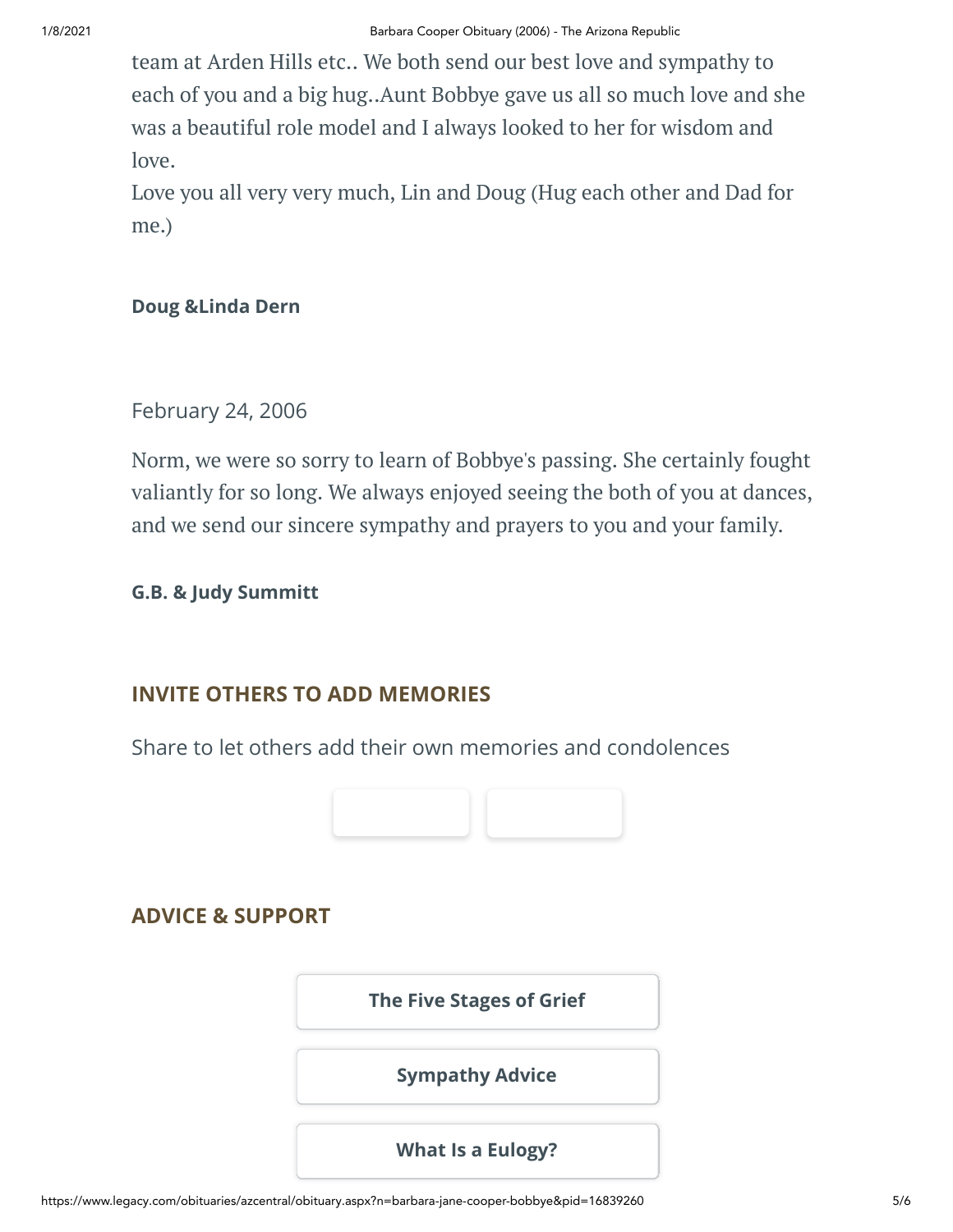team at Arden Hills etc.. We both send our best love and sympathy to each of you and a big hug..Aunt Bobbye gave us all so much love and she was a beautiful role model and I always looked to her for wisdom and love.
Love you all very very much, Lin and Doug (Hug each other and Dad for me.)

**Doug &Linda Dern**

February 24, 2006

Norm, we were so sorry to learn of Bobbye's passing. She certainly fought valiantly for so long. We always enjoyed seeing the both of you at dances, and we send our sincere sympathy and prayers to you and your family.

**G.B. & Judy Summitt**

## INVITE OTHERS TO ADD MEMORIES

Share to let others add their own memories and condolences

## ADVICE & SUPPORT

**The Five Stages of Grief**

**Sympathy Advice**

**What Is a Eulogy?**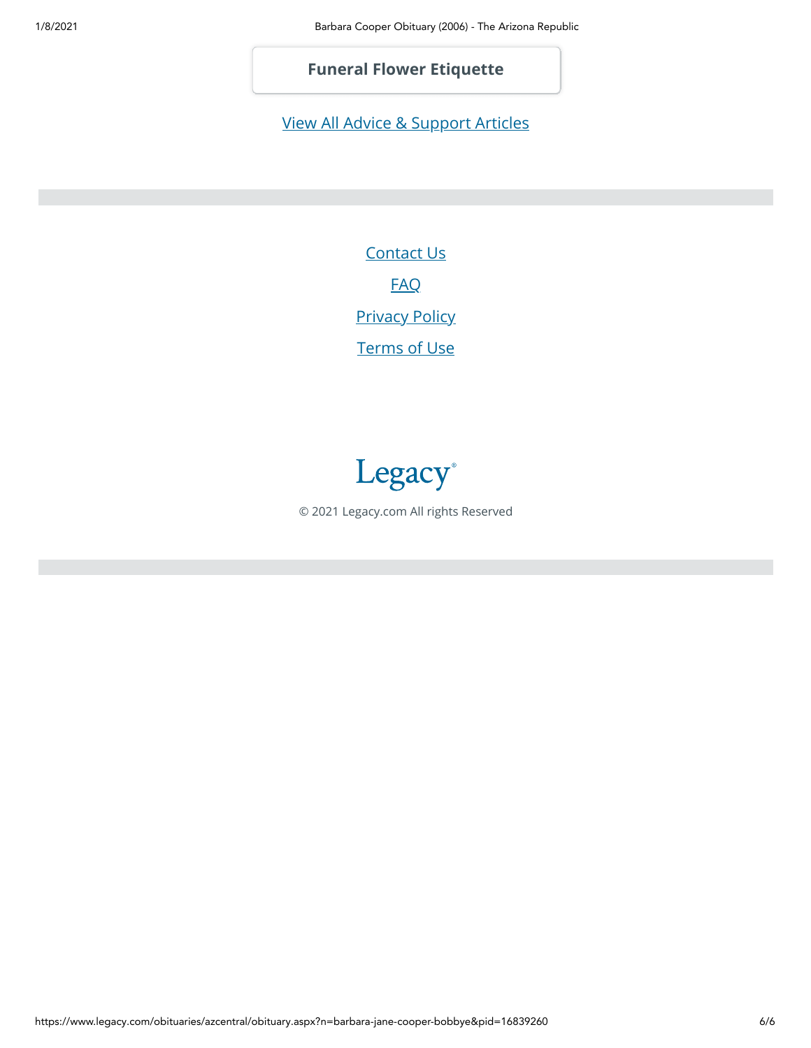**Funeral Flower Etiquette**

View All Advice & Support Articles

Contact Us

FAQ

Privacy Policy

Terms of Use

Legacy®

© 2021 Legacy.com All rights Reserved